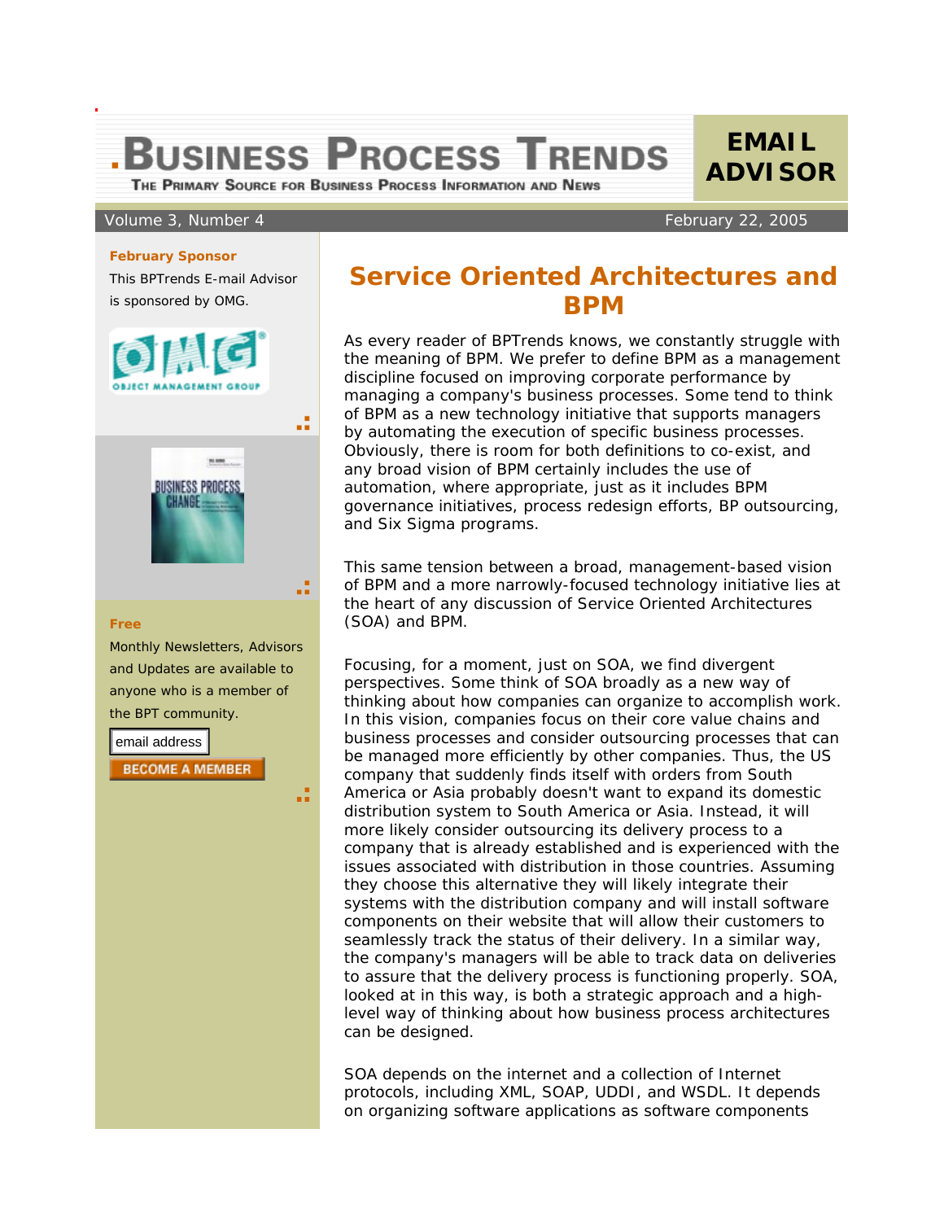# Business Process Trends

The Primary Source for Business Process Information and News

**EMAIL ADVISOR**

Volume 3, Number 4 February 22, 2005

**February Sponsor**

This BPTrends E-mail Advisor is sponsored by OMG.

**Free**

Monthly Newsletters, Advisors and Updates are available to anyone who is a member of the BPT community.

email address

BECOME A MEMBER

## Service Oriented Architectures and BPM

As every reader of BPTrends knows, we constantly struggle with the meaning of BPM. We prefer to define BPM as a management discipline focused on improving corporate performance by managing a company's business processes. Some tend to think of BPM as a new technology initiative that supports managers by automating the execution of specific business processes. Obviously, there is room for both definitions to co-exist, and any broad vision of BPM certainly includes the use of automation, where appropriate, just as it includes BPM governance initiatives, process redesign efforts, BP outsourcing, and Six Sigma programs.

This same tension between a broad, management-based vision of BPM and a more narrowly-focused technology initiative lies at the heart of any discussion of Service Oriented Architectures (SOA) and BPM.

Focusing, for a moment, just on SOA, we find divergent perspectives. Some think of SOA broadly as a new way of thinking about how companies can organize to accomplish work. In this vision, companies focus on their core value chains and business processes and consider outsourcing processes that can be managed more efficiently by other companies. Thus, the US company that suddenly finds itself with orders from South America or Asia probably doesn't want to expand its domestic distribution system to South America or Asia. Instead, it will more likely consider outsourcing its delivery process to a company that is already established and is experienced with the issues associated with distribution in those countries. Assuming they choose this alternative they will likely integrate their systems with the distribution company and will install software components on their website that will allow their customers to seamlessly track the status of their delivery. In a similar way, the company's managers will be able to track data on deliveries to assure that the delivery process is functioning properly. SOA, looked at in this way, is both a strategic approach and a high-level way of thinking about how business process architectures can be designed.

SOA depends on the internet and a collection of Internet protocols, including XML, SOAP, UDDI, and WSDL. It depends on organizing software applications as software components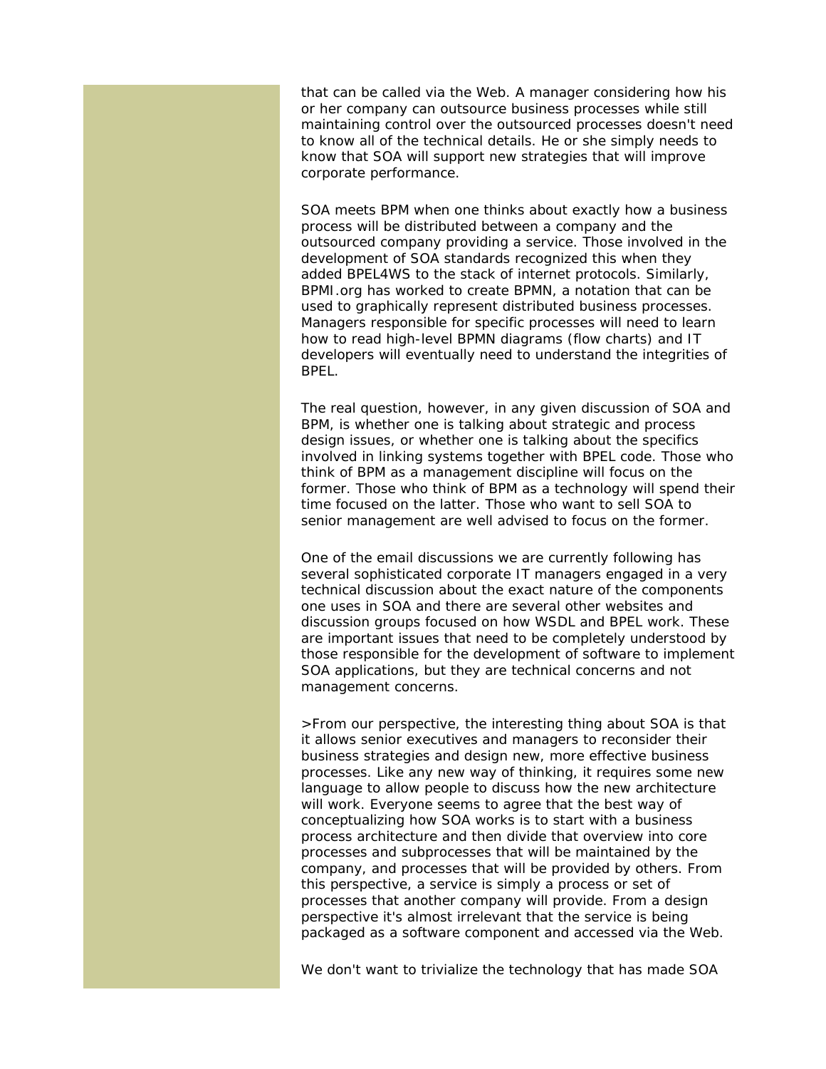that can be called via the Web. A manager considering how his or her company can outsource business processes while still maintaining control over the outsourced processes doesn't need to know all of the technical details. He or she simply needs to know that SOA will support new strategies that will improve corporate performance.

SOA meets BPM when one thinks about exactly how a business process will be distributed between a company and the outsourced company providing a service. Those involved in the development of SOA standards recognized this when they added BPEL4WS to the stack of internet protocols. Similarly, BPMI.org has worked to create BPMN, a notation that can be used to graphically represent distributed business processes. Managers responsible for specific processes will need to learn how to read high-level BPMN diagrams (flow charts) and IT developers will eventually need to understand the integrities of BPEL.

The real question, however, in any given discussion of SOA and BPM, is whether one is talking about strategic and process design issues, or whether one is talking about the specifics involved in linking systems together with BPEL code. Those who think of BPM as a management discipline will focus on the former. Those who think of BPM as a technology will spend their time focused on the latter. Those who want to sell SOA to senior management are well advised to focus on the former.

One of the email discussions we are currently following has several sophisticated corporate IT managers engaged in a very technical discussion about the exact nature of the components one uses in SOA and there are several other websites and discussion groups focused on how WSDL and BPEL work. These are important issues that need to be completely understood by those responsible for the development of software to implement SOA applications, but they are technical concerns and not management concerns.

>From our perspective, the interesting thing about SOA is that it allows senior executives and managers to reconsider their business strategies and design new, more effective business processes. Like any new way of thinking, it requires some new language to allow people to discuss how the new architecture will work. Everyone seems to agree that the best way of conceptualizing how SOA works is to start with a business process architecture and then divide that overview into core processes and subprocesses that will be maintained by the company, and processes that will be provided by others. From this perspective, a service is simply a process or set of processes that another company will provide. From a design perspective it's almost irrelevant that the service is being packaged as a software component and accessed via the Web.

We don't want to trivialize the technology that has made SOA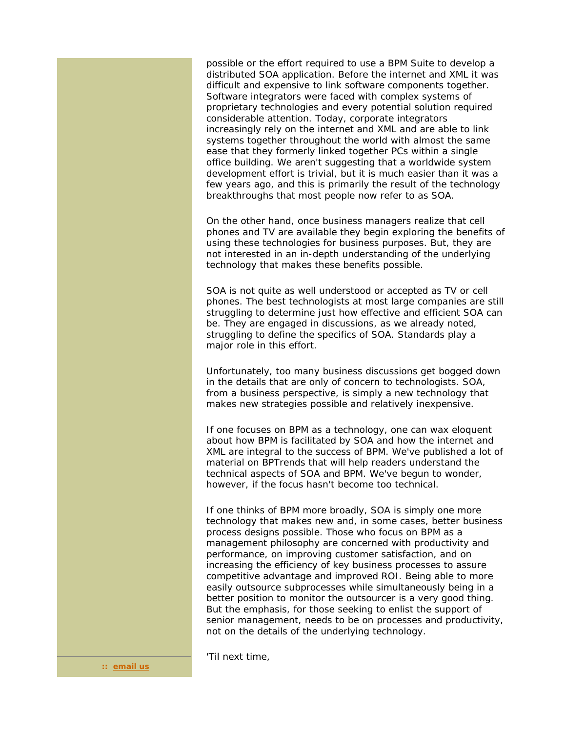possible or the effort required to use a BPM Suite to develop a distributed SOA application. Before the internet and XML it was difficult and expensive to link software components together. Software integrators were faced with complex systems of proprietary technologies and every potential solution required considerable attention. Today, corporate integrators increasingly rely on the internet and XML and are able to link systems together throughout the world with almost the same ease that they formerly linked together PCs within a single office building. We aren't suggesting that a worldwide system development effort is trivial, but it is much easier than it was a few years ago, and this is primarily the result of the technology breakthroughs that most people now refer to as SOA.

On the other hand, once business managers realize that cell phones and TV are available they begin exploring the benefits of using these technologies for business purposes. But, they are not interested in an in-depth understanding of the underlying technology that makes these benefits possible.

SOA is not quite as well understood or accepted as TV or cell phones. The best technologists at most large companies are still struggling to determine just how effective and efficient SOA can be. They are engaged in discussions, as we already noted, struggling to define the specifics of SOA. Standards play a major role in this effort.

Unfortunately, too many business discussions get bogged down in the details that are only of concern to technologists. SOA, from a business perspective, is simply a new technology that makes new strategies possible and relatively inexpensive.

If one focuses on BPM as a technology, one can wax eloquent about how BPM is facilitated by SOA and how the internet and XML are integral to the success of BPM. We've published a lot of material on BPTrends that will help readers understand the technical aspects of SOA and BPM. We've begun to wonder, however, if the focus hasn't become too technical.

If one thinks of BPM more broadly, SOA is simply one more technology that makes new and, in some cases, better business process designs possible. Those who focus on BPM as a management philosophy are concerned with productivity and performance, on improving customer satisfaction, and on increasing the efficiency of key business processes to assure competitive advantage and improved ROI. Being able to more easily outsource subprocesses while simultaneously being in a better position to monitor the outsourcer is a very good thing. But the emphasis, for those seeking to enlist the support of senior management, needs to be on processes and productivity, not on the details of the underlying technology.

'Til next time,

:: **email us**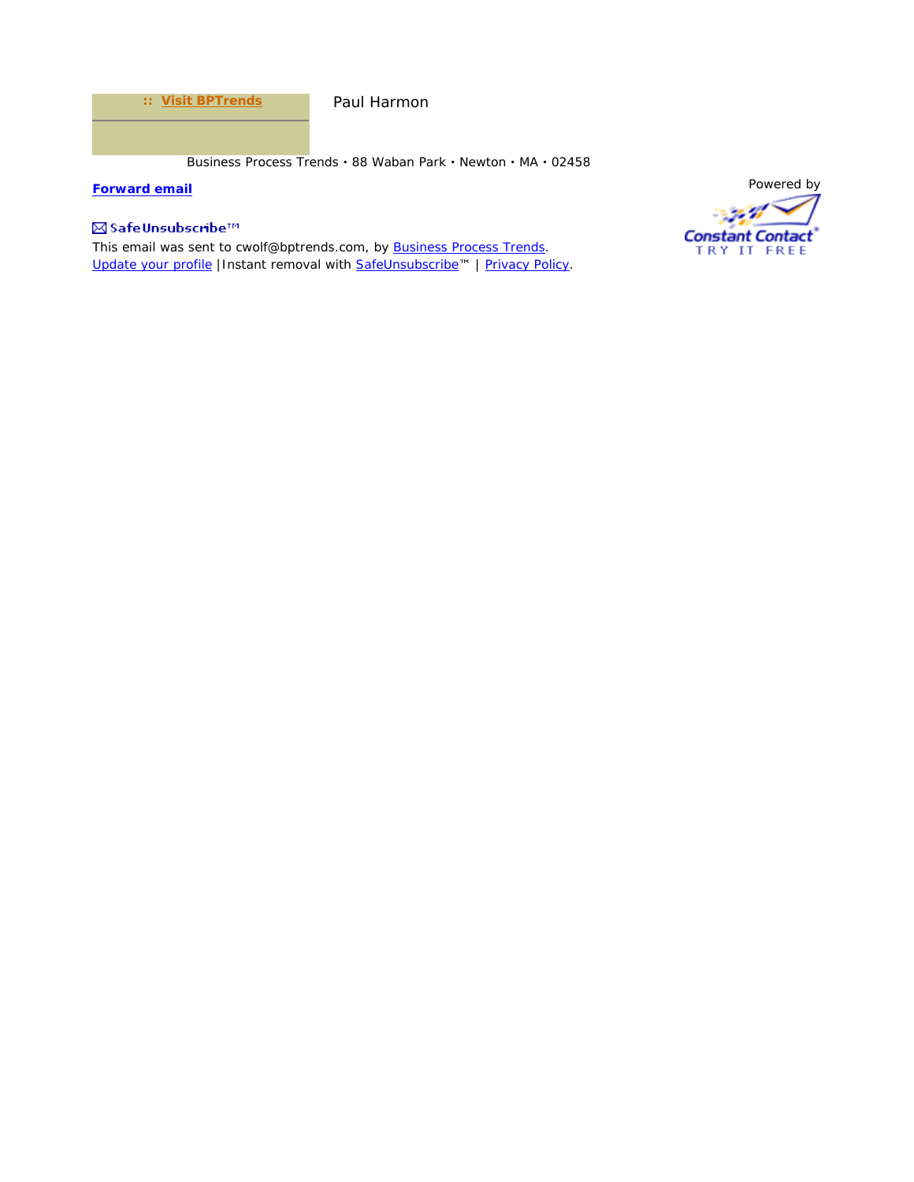:: **Visit BPTrends**

Paul Harmon

Business Process Trends · 88 Waban Park · Newton · MA · 02458

**Forward email**

Powered by Constant Contact TRY IT FREE

SafeUnsubscribe™

This email was sent to cwolf@bptrends.com, by Business Process Trends.
Update your profile | Instant removal with SafeUnsubscribe™ | Privacy Policy.